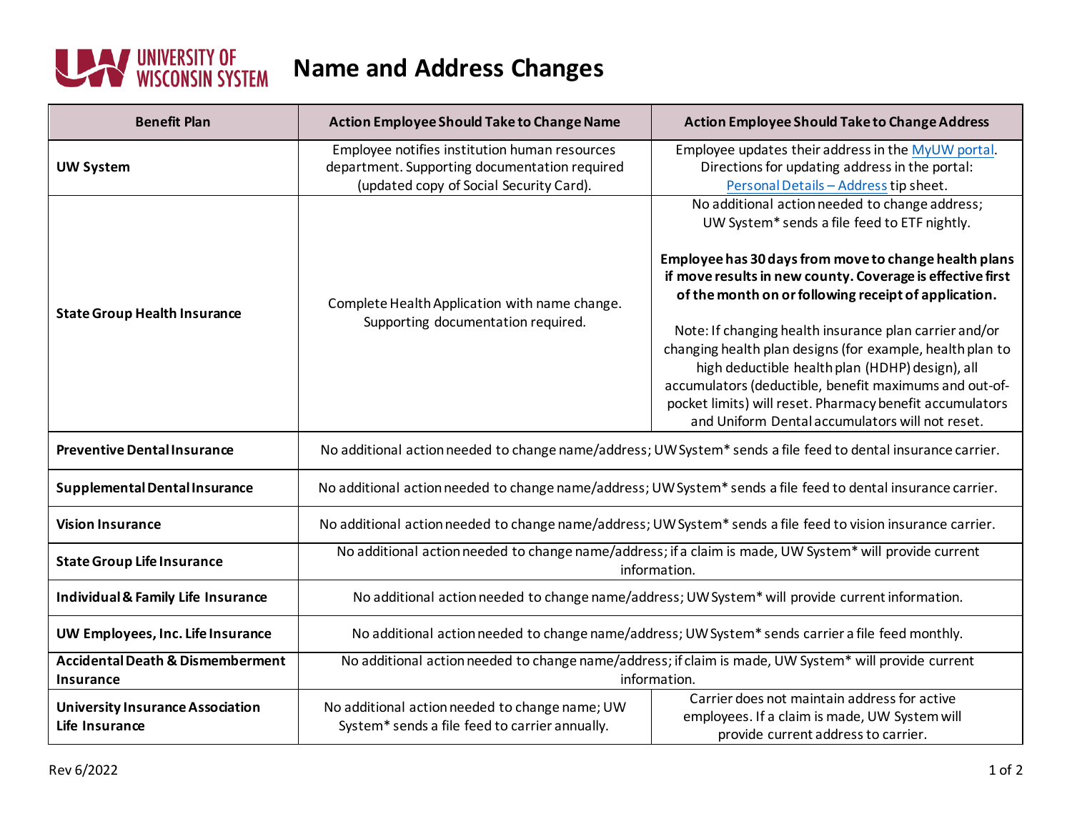# Name and Address Changes

| Benefit Plan | Action Employee Should Take to Change Name | Action Employee Should Take to Change Address |
|---|---|---|
| **UW System** | Employee notifies institution human resources department. Supporting documentation required (updated copy of Social Security Card). | Employee updates their address in the MyUW portal. Directions for updating address in the portal: Personal Details – Address tip sheet. |
| **State Group Health Insurance** | Complete Health Application with name change. Supporting documentation required. | No additional action needed to change address; UW System* sends a file feed to ETF nightly.<br><br>**Employee has 30 days from move to change health plans if move results in new county. Coverage is effective first of the month on or following receipt of application.**<br><br>Note: If changing health insurance plan carrier and/or changing health plan designs (for example, health plan to high deductible health plan (HDHP) design), all accumulators (deductible, benefit maximums and out-of-pocket limits) will reset. Pharmacy benefit accumulators and Uniform Dental accumulators will not reset. |
| **Preventive Dental Insurance** | No additional action needed to change name/address; UW System* sends a file feed to dental insurance carrier. | |
| **Supplemental Dental Insurance** | No additional action needed to change name/address; UW System* sends a file feed to dental insurance carrier. | |
| **Vision Insurance** | No additional action needed to change name/address; UW System* sends a file feed to vision insurance carrier. | |
| **State Group Life Insurance** | No additional action needed to change name/address; if a claim is made, UW System* will provide current information. | |
| **Individual & Family Life Insurance** | No additional action needed to change name/address; UW System* will provide current information. | |
| **UW Employees, Inc. Life Insurance** | No additional action needed to change name/address; UW System* sends carrier a file feed monthly. | |
| **Accidental Death & Dismemberment Insurance** | No additional action needed to change name/address; if claim is made, UW System* will provide current information. | |
| **University Insurance Association Life Insurance** | No additional action needed to change name; UW System* sends a file feed to carrier annually. | Carrier does not maintain address for active employees. If a claim is made, UW System will provide current address to carrier. |

Rev 6/2022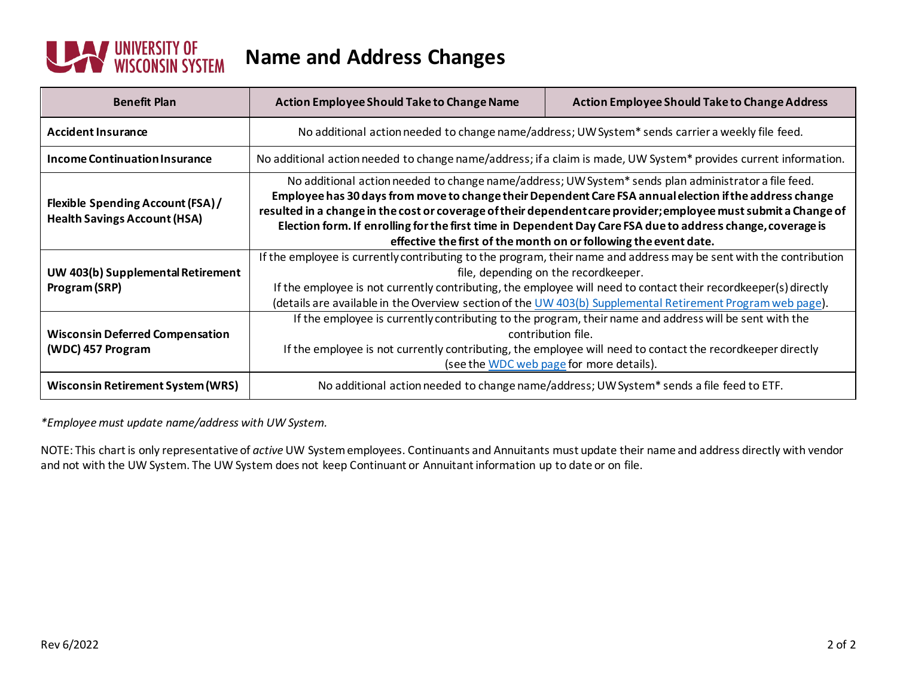# Name and Address Changes

| Benefit Plan | Action Employee Should Take to Change Name | Action Employee Should Take to Change Address |
|---|---|---|
| **Accident Insurance** | No additional action needed to change name/address; UW System* sends carrier a weekly file feed. | |
| **Income Continuation Insurance** | No additional action needed to change name/address; if a claim is made, UW System* provides current information. | |
| **Flexible Spending Account (FSA) / Health Savings Account (HSA)** | No additional action needed to change name/address; UW System* sends plan administrator a file feed. **Employee has 30 days from move to change their Dependent Care FSA annual election if the address change resulted in a change in the cost or coverage of their dependent care provider; employee must submit a Change of Election form. If enrolling for the first time in Dependent Day Care FSA due to address change, coverage is effective the first of the month on or following the event date.** | |
| **UW 403(b) Supplemental Retirement Program (SRP)** | If the employee is currently contributing to the program, their name and address may be sent with the contribution file, depending on the recordkeeper. If the employee is not currently contributing, the employee will need to contact their recordkeeper(s) directly (details are available in the Overview section of the UW 403(b) Supplemental Retirement Program web page). | |
| **Wisconsin Deferred Compensation (WDC) 457 Program** | If the employee is currently contributing to the program, their name and address will be sent with the contribution file. If the employee is not currently contributing, the employee will need to contact the recordkeeper directly (see the WDC web page for more details). | |
| **Wisconsin Retirement System (WRS)** | No additional action needed to change name/address; UW System* sends a file feed to ETF. | |

*\*Employee must update name/address with UW System.*

NOTE: This chart is only representative of *active* UW System employees. Continuants and Annuitants must update their name and address directly with vendor and not with the UW System. The UW System does not keep Continuant or Annuitant information up to date or on file.

Rev 6/2022